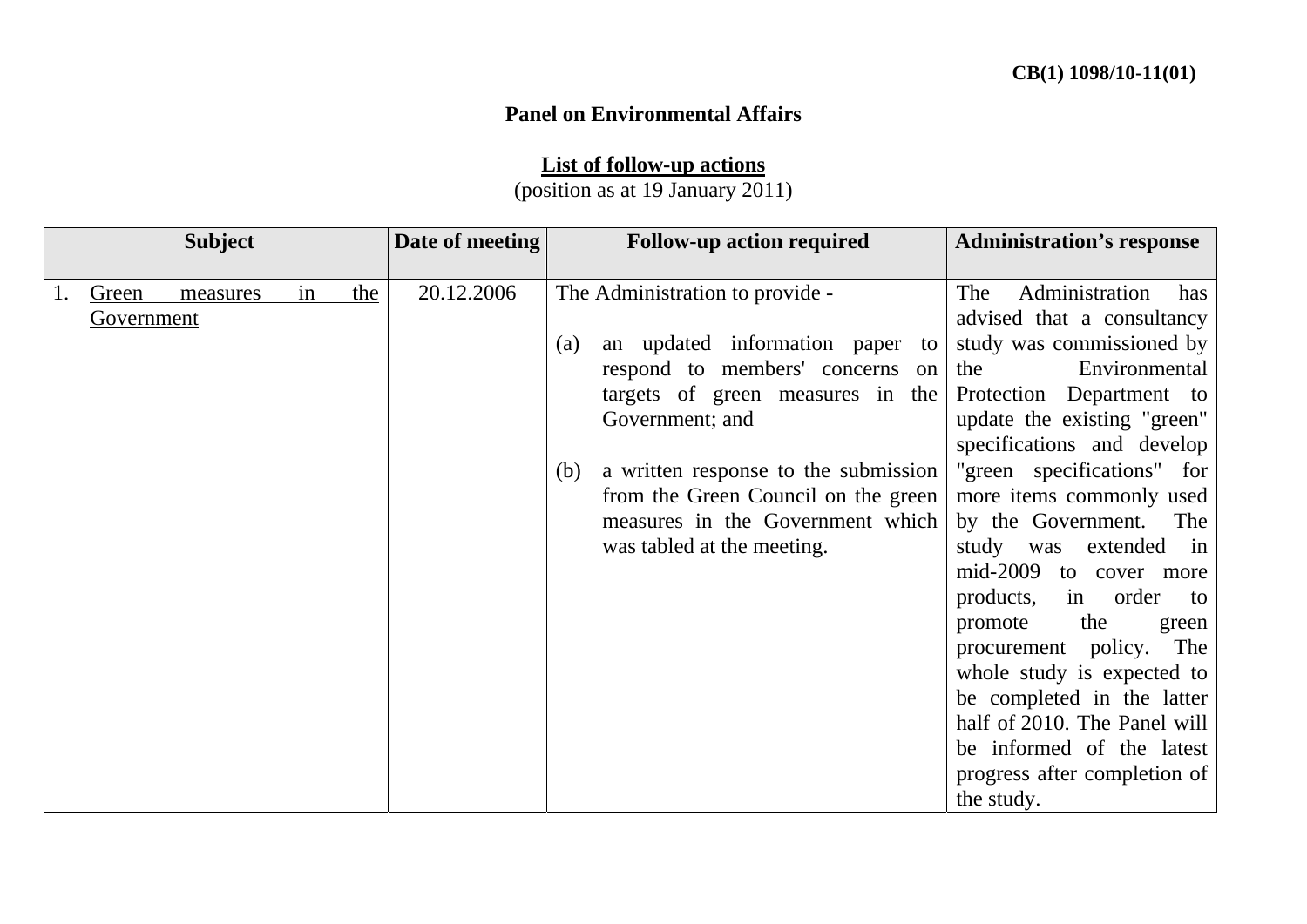CB(1) 1098/10-11(01)

**Panel on Environmental Affairs**

**List of follow-up actions**
(position as at 19 January 2011)

| Subject | Date of meeting | Follow-up action required | Administration's response |
|---|---|---|---|
| 1. Green measures in the Government | 20.12.2006 | The Administration to provide - <br><br> (a) an updated information paper to respond to members' concerns on targets of green measures in the Government; and <br><br> (b) a written response to the submission from the Green Council on the green measures in the Government which was tabled at the meeting. | The Administration has advised that a consultancy study was commissioned by the Environmental Protection Department to update the existing "green" specifications and develop "green specifications" for more items commonly used by the Government. The study was extended in mid-2009 to cover more products, in order to promote the green procurement policy. The whole study is expected to be completed in the latter half of 2010. The Panel will be informed of the latest progress after completion of the study. |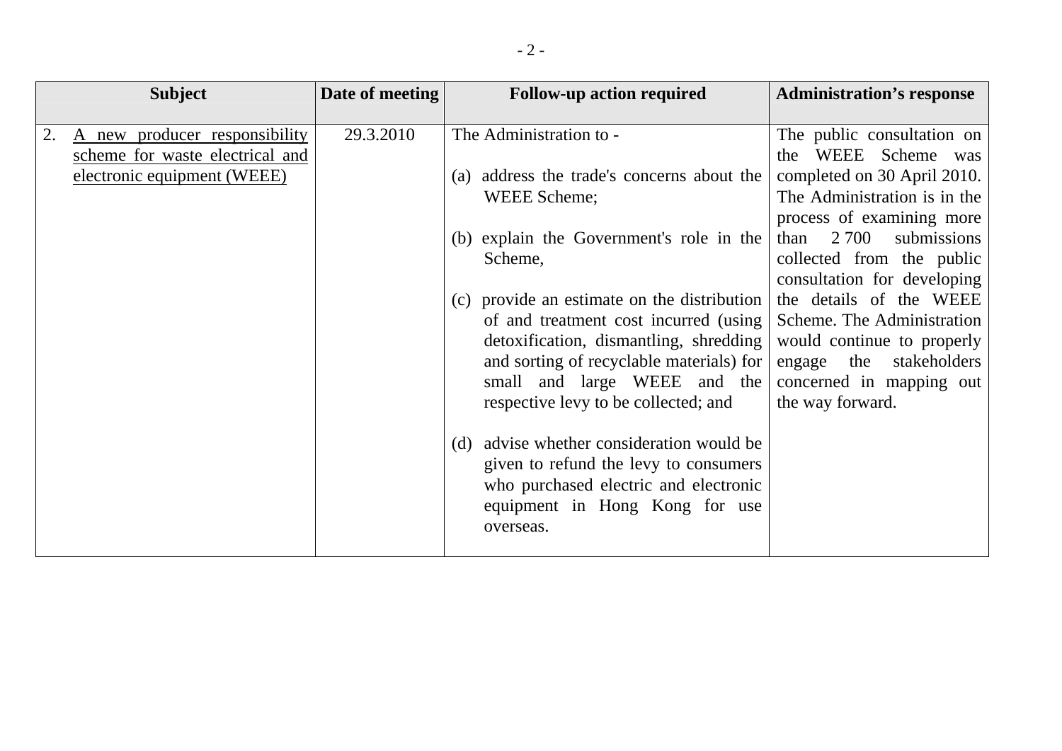| Subject | Date of meeting | Follow-up action required | Administration's response |
|---|---|---|---|
| 2. A new producer responsibility scheme for waste electrical and electronic equipment (WEEE) | 29.3.2010 | The Administration to -<br><br>(a) address the trade's concerns about the WEEE Scheme;<br><br>(b) explain the Government's role in the Scheme,<br><br>(c) provide an estimate on the distribution of and treatment cost incurred (using detoxification, dismantling, shredding and sorting of recyclable materials) for small and large WEEE and the respective levy to be collected; and<br><br>(d) advise whether consideration would be given to refund the levy to consumers who purchased electric and electronic equipment in Hong Kong for use overseas. | The public consultation on the WEEE Scheme was completed on 30 April 2010. The Administration is in the process of examining more than 2 700 submissions collected from the public consultation for developing the details of the WEEE Scheme. The Administration would continue to properly engage the stakeholders concerned in mapping out the way forward. |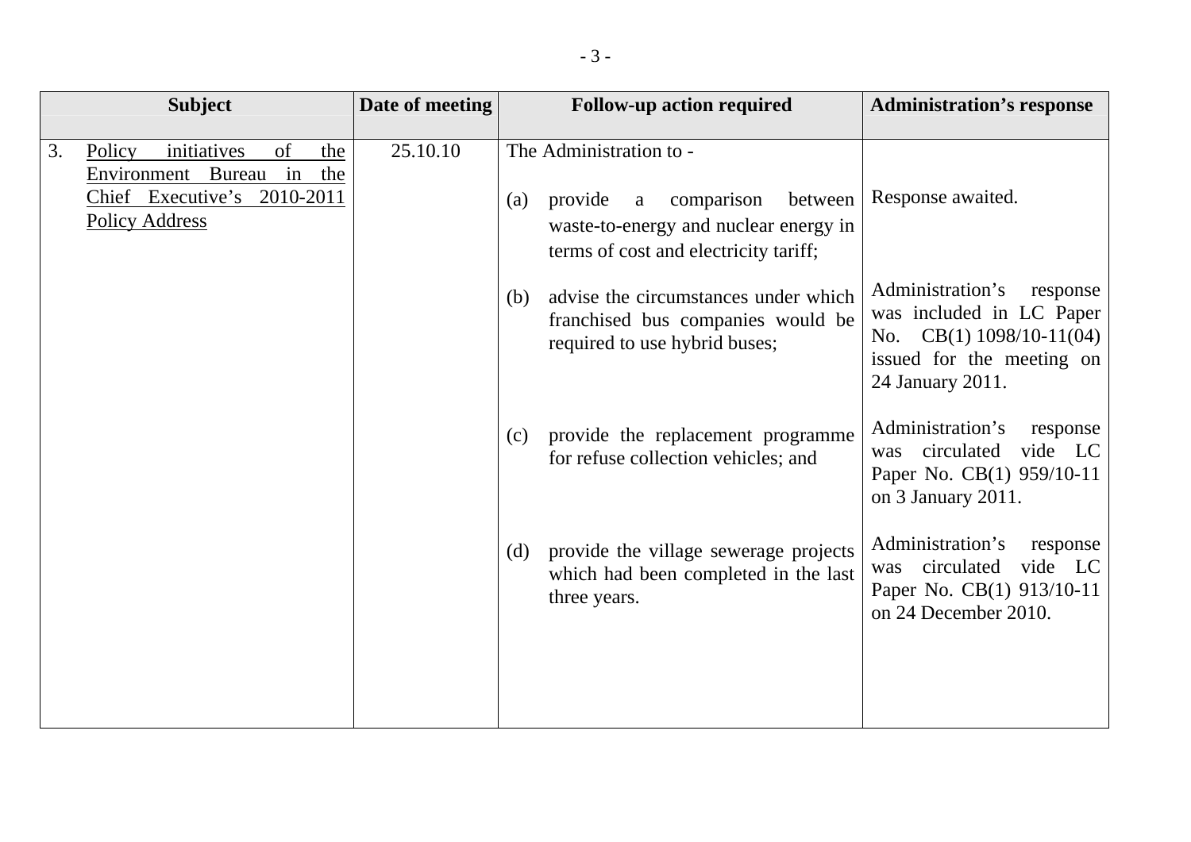| Subject | Date of meeting | Follow-up action required | Administration's response |
|---|---|---|---|
| 3. Policy initiatives of the Environment Bureau in the Chief Executive's 2010-2011 Policy Address | 25.10.10 | The Administration to - | |
| | | (a) provide a comparison between waste-to-energy and nuclear energy in terms of cost and electricity tariff; | Response awaited. |
| | | (b) advise the circumstances under which franchised bus companies would be required to use hybrid buses; | Administration's response was included in LC Paper No. CB(1) 1098/10-11(04) issued for the meeting on 24 January 2011. |
| | | (c) provide the replacement programme for refuse collection vehicles; and | Administration's response was circulated vide LC Paper No. CB(1) 959/10-11 on 3 January 2011. |
| | | (d) provide the village sewerage projects which had been completed in the last three years. | Administration's response was circulated vide LC Paper No. CB(1) 913/10-11 on 24 December 2010. |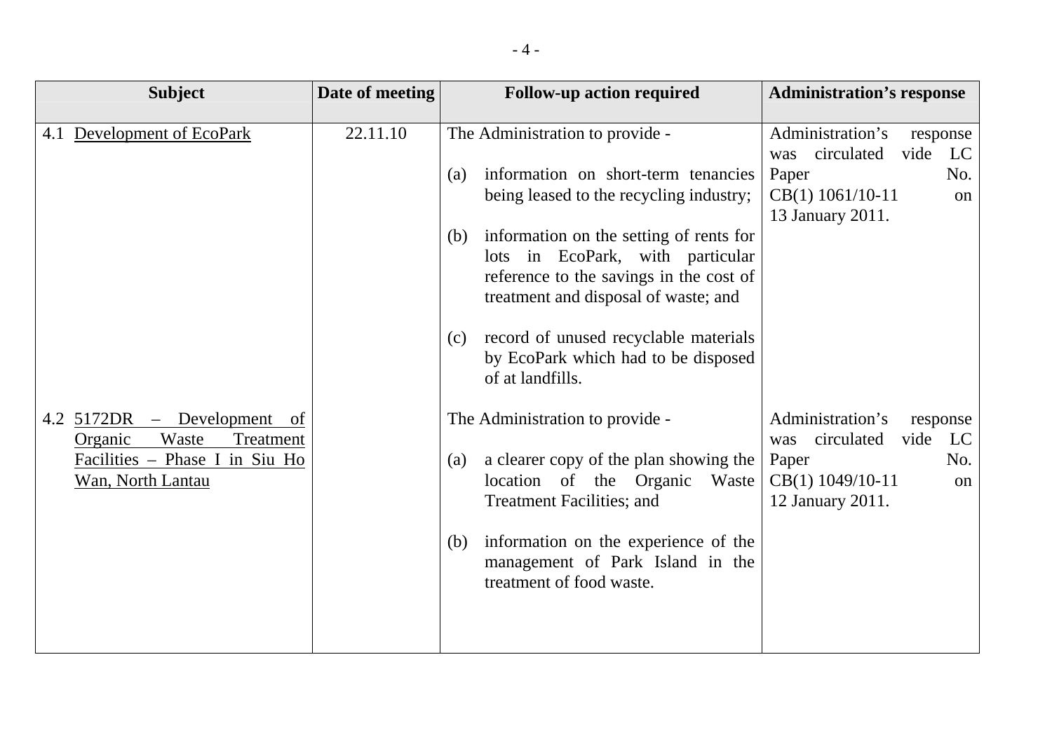| Subject | Date of meeting | Follow-up action required | Administration's response |
|---|---|---|---|
| 4.1 Development of EcoPark | 22.11.10 | The Administration to provide - <br><br> (a) information on short-term tenancies being leased to the recycling industry; <br><br> (b) information on the setting of rents for lots in EcoPark, with particular reference to the savings in the cost of treatment and disposal of waste; and <br><br> (c) record of unused recyclable materials by EcoPark which had to be disposed of at landfills. | Administration's response was circulated vide LC Paper No. CB(1) 1061/10-11 on 13 January 2011. |
| 4.2 5172DR – Development of Organic Waste Treatment Facilities – Phase I in Siu Ho Wan, North Lantau | | The Administration to provide - <br><br> (a) a clearer copy of the plan showing the location of the Organic Waste Treatment Facilities; and <br><br> (b) information on the experience of the management of Park Island in the treatment of food waste. | Administration's response was circulated vide LC Paper No. CB(1) 1049/10-11 on 12 January 2011. |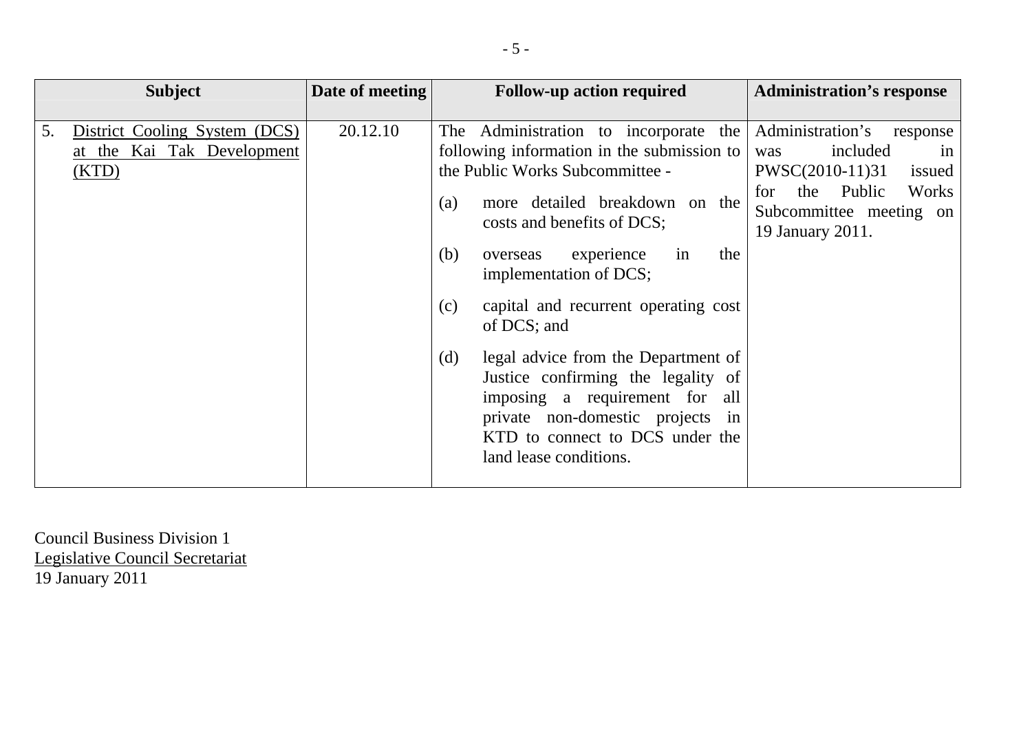| Subject | Date of meeting | Follow-up action required | Administration's response |
|---|---|---|---|
| 5. District Cooling System (DCS) at the Kai Tak Development (KTD) | 20.12.10 | The Administration to incorporate the following information in the submission to the Public Works Subcommittee - (a) more detailed breakdown on the costs and benefits of DCS; (b) overseas experience in the implementation of DCS; (c) capital and recurrent operating cost of DCS; and (d) legal advice from the Department of Justice confirming the legality of imposing a requirement for all private non-domestic projects in KTD to connect to DCS under the land lease conditions. | Administration's response was included in PWSC(2010-11)31 issued for the Public Works Subcommittee meeting on 19 January 2011. |

Council Business Division 1
Legislative Council Secretariat
19 January 2011